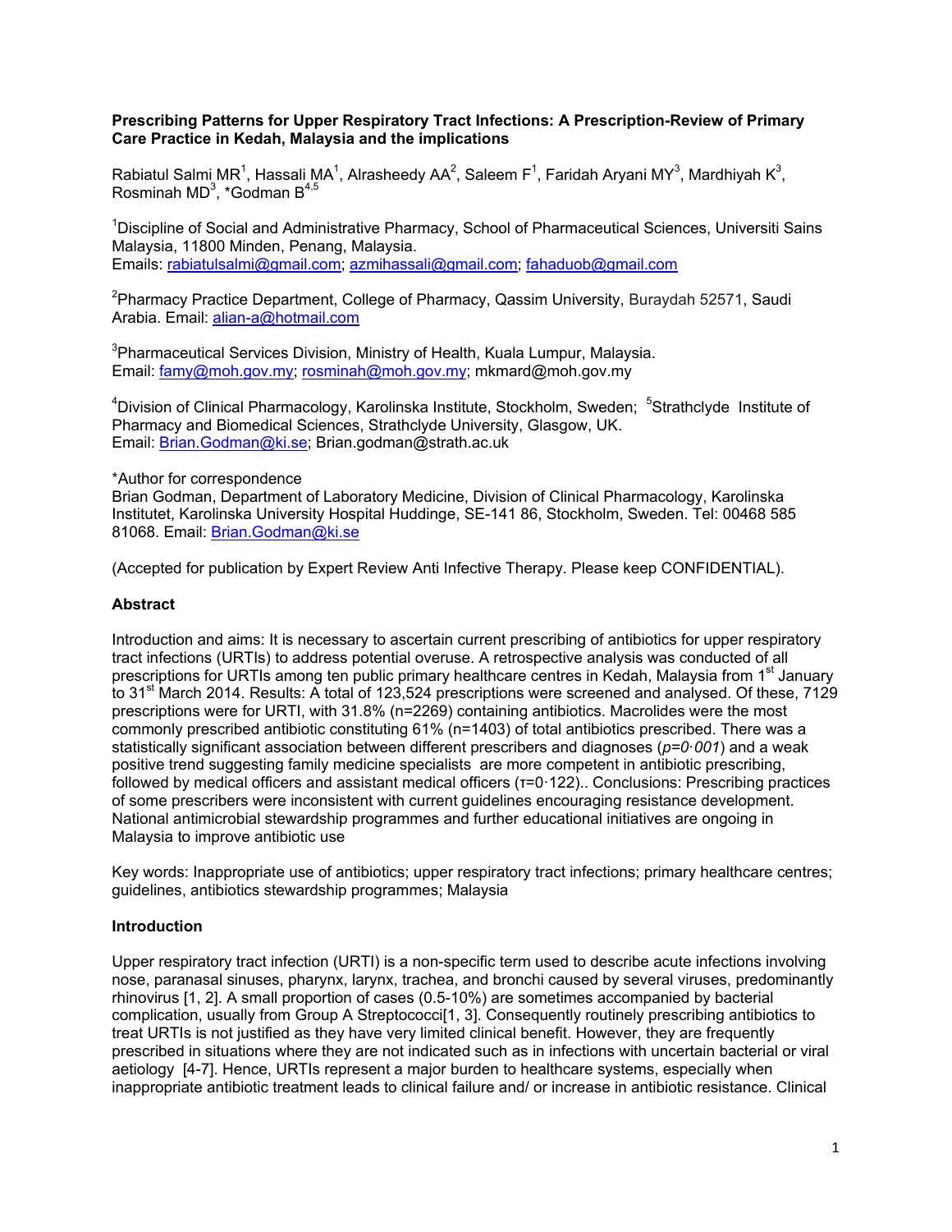**Prescribing Patterns for Upper Respiratory Tract Infections: A Prescription-Review of Primary Care Practice in Kedah, Malaysia and the implications**

Rabiatul Salmi MR[1], Hassali MA[1], Alrasheedy AA[2], Saleem F[1], Faridah Aryani MY[3], Mardhiyah K[3], Rosminah MD[3], *Godman B[4,5]

[1]Discipline of Social and Administrative Pharmacy, School of Pharmaceutical Sciences, Universiti Sains Malaysia, 11800 Minden, Penang, Malaysia.
Emails: rabiatulsalmi@gmail.com; azmihassali@gmail.com; fahaduob@gmail.com

[2]Pharmacy Practice Department, College of Pharmacy, Qassim University, Buraydah 52571, Saudi Arabia. Email: alian-a@hotmail.com

[3]Pharmaceutical Services Division, Ministry of Health, Kuala Lumpur, Malaysia.
Email: famy@moh.gov.my; rosminah@moh.gov.my; mkmard@moh.gov.my

[4]Division of Clinical Pharmacology, Karolinska Institute, Stockholm, Sweden; [5]Strathclyde Institute of Pharmacy and Biomedical Sciences, Strathclyde University, Glasgow, UK.
Email: Brian.Godman@ki.se; Brian.godman@strath.ac.uk

*Author for correspondence
Brian Godman, Department of Laboratory Medicine, Division of Clinical Pharmacology, Karolinska Institutet, Karolinska University Hospital Huddinge, SE-141 86, Stockholm, Sweden. Tel: 00468 585 81068. Email: Brian.Godman@ki.se

(Accepted for publication by Expert Review Anti Infective Therapy. Please keep CONFIDENTIAL).

## Abstract

Introduction and aims: It is necessary to ascertain current prescribing of antibiotics for upper respiratory tract infections (URTIs) to address potential overuse. A retrospective analysis was conducted of all prescriptions for URTIs among ten public primary healthcare centres in Kedah, Malaysia from 1st January to 31st March 2014. Results: A total of 123,524 prescriptions were screened and analysed. Of these, 7129 prescriptions were for URTI, with 31.8% (n=2269) containing antibiotics. Macrolides were the most commonly prescribed antibiotic constituting 61% (n=1403) of total antibiotics prescribed. There was a statistically significant association between different prescribers and diagnoses (*p=0·001*) and a weak positive trend suggesting family medicine specialists are more competent in antibiotic prescribing, followed by medical officers and assistant medical officers ($\tau$=0·122).. Conclusions: Prescribing practices of some prescribers were inconsistent with current guidelines encouraging resistance development. National antimicrobial stewardship programmes and further educational initiatives are ongoing in Malaysia to improve antibiotic use

Key words: Inappropriate use of antibiotics; upper respiratory tract infections; primary healthcare centres; guidelines, antibiotics stewardship programmes; Malaysia

## Introduction

Upper respiratory tract infection (URTI) is a non-specific term used to describe acute infections involving nose, paranasal sinuses, pharynx, larynx, trachea, and bronchi caused by several viruses, predominantly rhinovirus [1, 2]. A small proportion of cases (0.5-10%) are sometimes accompanied by bacterial complication, usually from Group A Streptococci[1, 3]. Consequently routinely prescribing antibiotics to treat URTIs is not justified as they have very limited clinical benefit. However, they are frequently prescribed in situations where they are not indicated such as in infections with uncertain bacterial or viral aetiology [4-7]. Hence, URTIs represent a major burden to healthcare systems, especially when inappropriate antibiotic treatment leads to clinical failure and/ or increase in antibiotic resistance. Clinical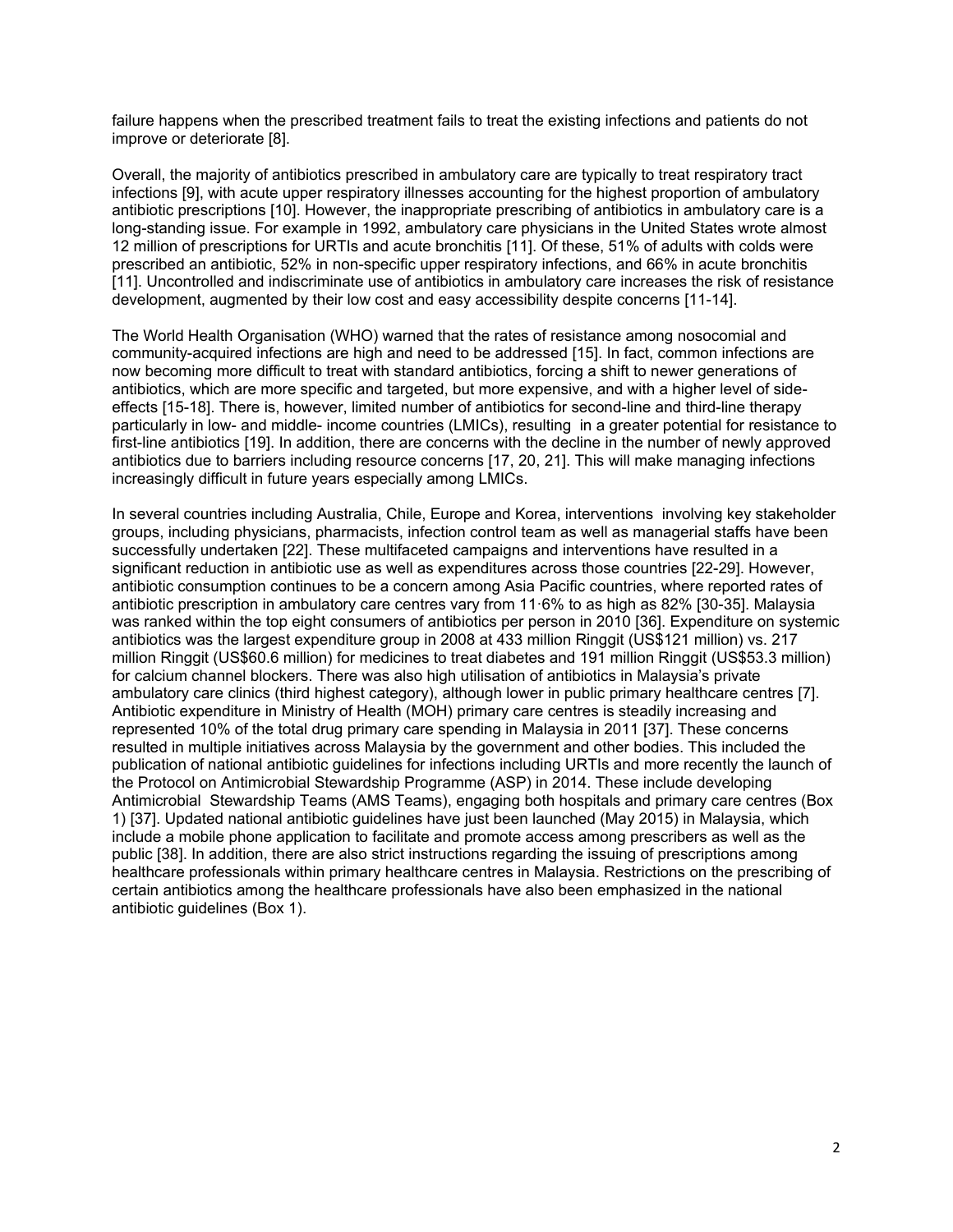failure happens when the prescribed treatment fails to treat the existing infections and patients do not improve or deteriorate [8].

Overall, the majority of antibiotics prescribed in ambulatory care are typically to treat respiratory tract infections [9], with acute upper respiratory illnesses accounting for the highest proportion of ambulatory antibiotic prescriptions [10]. However, the inappropriate prescribing of antibiotics in ambulatory care is a long-standing issue. For example in 1992, ambulatory care physicians in the United States wrote almost 12 million of prescriptions for URTIs and acute bronchitis [11]. Of these, 51% of adults with colds were prescribed an antibiotic, 52% in non-specific upper respiratory infections, and 66% in acute bronchitis [11]. Uncontrolled and indiscriminate use of antibiotics in ambulatory care increases the risk of resistance development, augmented by their low cost and easy accessibility despite concerns [11-14].

The World Health Organisation (WHO) warned that the rates of resistance among nosocomial and community-acquired infections are high and need to be addressed [15]. In fact, common infections are now becoming more difficult to treat with standard antibiotics, forcing a shift to newer generations of antibiotics, which are more specific and targeted, but more expensive, and with a higher level of side-effects [15-18]. There is, however, limited number of antibiotics for second-line and third-line therapy particularly in low- and middle- income countries (LMICs), resulting in a greater potential for resistance to first-line antibiotics [19]. In addition, there are concerns with the decline in the number of newly approved antibiotics due to barriers including resource concerns [17, 20, 21]. This will make managing infections increasingly difficult in future years especially among LMICs.

In several countries including Australia, Chile, Europe and Korea, interventions involving key stakeholder groups, including physicians, pharmacists, infection control team as well as managerial staffs have been successfully undertaken [22]. These multifaceted campaigns and interventions have resulted in a significant reduction in antibiotic use as well as expenditures across those countries [22-29]. However, antibiotic consumption continues to be a concern among Asia Pacific countries, where reported rates of antibiotic prescription in ambulatory care centres vary from 11·6% to as high as 82% [30-35]. Malaysia was ranked within the top eight consumers of antibiotics per person in 2010 [36]. Expenditure on systemic antibiotics was the largest expenditure group in 2008 at 433 million Ringgit (US$121 million) vs. 217 million Ringgit (US$60.6 million) for medicines to treat diabetes and 191 million Ringgit (US$53.3 million) for calcium channel blockers. There was also high utilisation of antibiotics in Malaysia's private ambulatory care clinics (third highest category), although lower in public primary healthcare centres [7]. Antibiotic expenditure in Ministry of Health (MOH) primary care centres is steadily increasing and represented 10% of the total drug primary care spending in Malaysia in 2011 [37]. These concerns resulted in multiple initiatives across Malaysia by the government and other bodies. This included the publication of national antibiotic guidelines for infections including URTIs and more recently the launch of the Protocol on Antimicrobial Stewardship Programme (ASP) in 2014. These include developing Antimicrobial Stewardship Teams (AMS Teams), engaging both hospitals and primary care centres (Box 1) [37]. Updated national antibiotic guidelines have just been launched (May 2015) in Malaysia, which include a mobile phone application to facilitate and promote access among prescribers as well as the public [38]. In addition, there are also strict instructions regarding the issuing of prescriptions among healthcare professionals within primary healthcare centres in Malaysia. Restrictions on the prescribing of certain antibiotics among the healthcare professionals have also been emphasized in the national antibiotic guidelines (Box 1).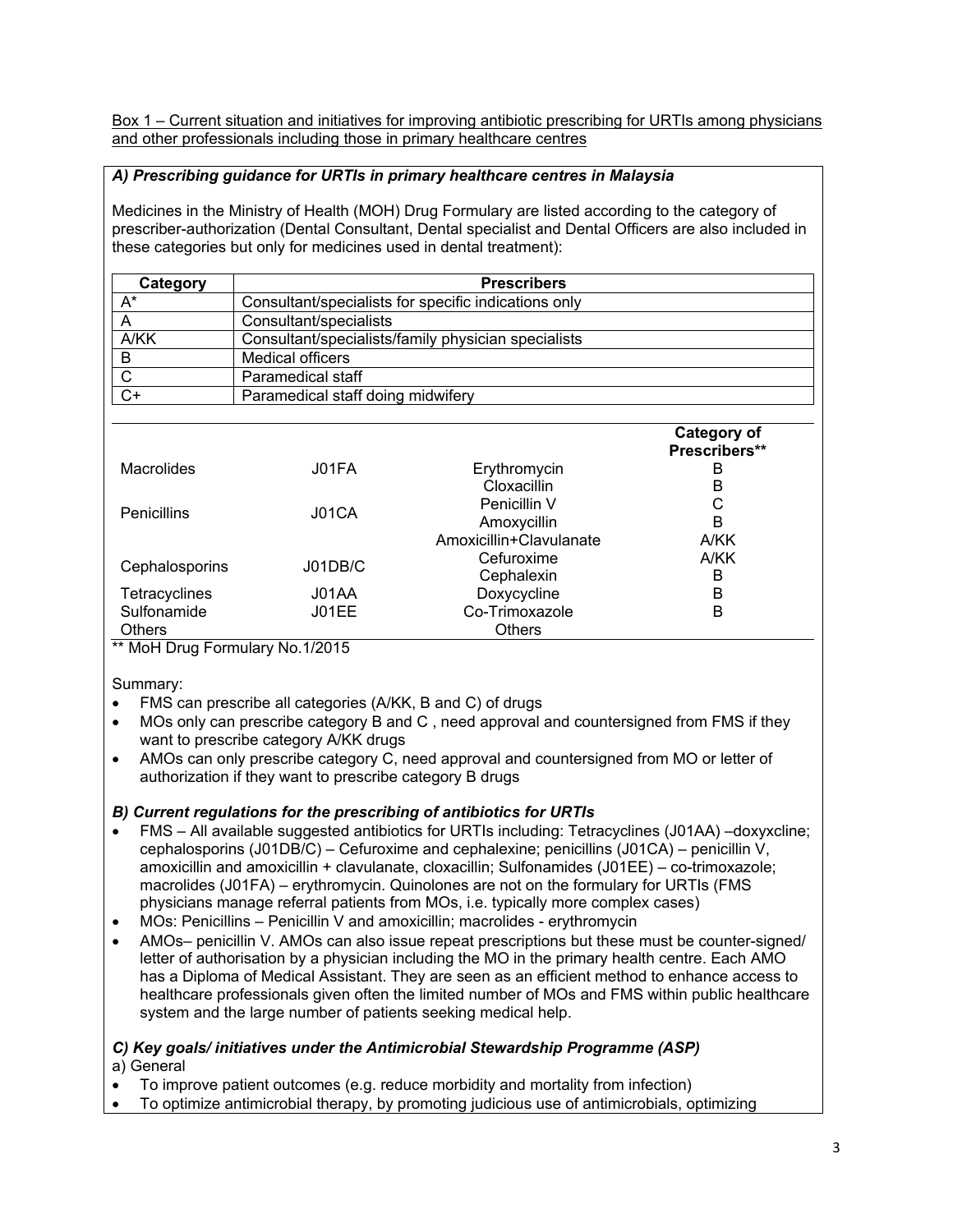Box 1 – Current situation and initiatives for improving antibiotic prescribing for URTIs among physicians and other professionals including those in primary healthcare centres

***A) Prescribing guidance for URTIs in primary healthcare centres in Malaysia***

Medicines in the Ministry of Health (MOH) Drug Formulary are listed according to the category of prescriber-authorization (Dental Consultant, Dental specialist and Dental Officers are also included in these categories but only for medicines used in dental treatment):

| Category | Prescribers |
|---|---|
| A* | Consultant/specialists for specific indications only |
| A | Consultant/specialists |
| A/KK | Consultant/specialists/family physician specialists |
| B | Medical officers |
| C | Paramedical staff |
| C+ | Paramedical staff doing midwifery |

| | | | Category of Prescribers** |
|---|---|---|---|
| Macrolides | J01FA | Erythromycin | B |
| Penicillins | J01CA | Cloxacillin | B |
| | | Penicillin V | C |
| | | Amoxycillin | B |
| | | Amoxicillin+Clavulanate | A/KK |
| Cephalosporins | J01DB/C | Cefuroxime | A/KK |
| | | Cephalexin | B |
| Tetracyclines | J01AA | Doxycycline | B |
| Sulfonamide | J01EE | Co-Trimoxazole | B |
| Others | | Others | |

** MoH Drug Formulary No.1/2015

Summary:

- FMS can prescribe all categories (A/KK, B and C) of drugs
- MOs only can prescribe category B and C , need approval and countersigned from FMS if they want to prescribe category A/KK drugs
- AMOs can only prescribe category C, need approval and countersigned from MO or letter of authorization if they want to prescribe category B drugs

***B) Current regulations for the prescribing of antibiotics for URTIs***

- FMS – All available suggested antibiotics for URTIs including: Tetracyclines (J01AA) –doxyxcline; cephalosporins (J01DB/C) – Cefuroxime and cephalexine; penicillins (J01CA) – penicillin V, amoxicillin and amoxicillin + clavulanate, cloxacillin; Sulfonamides (J01EE) – co-trimoxazole; macrolides (J01FA) – erythromycin. Quinolones are not on the formulary for URTIs (FMS physicians manage referral patients from MOs, i.e. typically more complex cases)
- MOs: Penicillins – Penicillin V and amoxicillin; macrolides - erythromycin
- AMOs– penicillin V. AMOs can also issue repeat prescriptions but these must be counter-signed/ letter of authorisation by a physician including the MO in the primary health centre. Each AMO has a Diploma of Medical Assistant. They are seen as an efficient method to enhance access to healthcare professionals given often the limited number of MOs and FMS within public healthcare system and the large number of patients seeking medical help.

***C) Key goals/ initiatives under the Antimicrobial Stewardship Programme (ASP)***

a) General

- To improve patient outcomes (e.g. reduce morbidity and mortality from infection)
- To optimize antimicrobial therapy, by promoting judicious use of antimicrobials, optimizing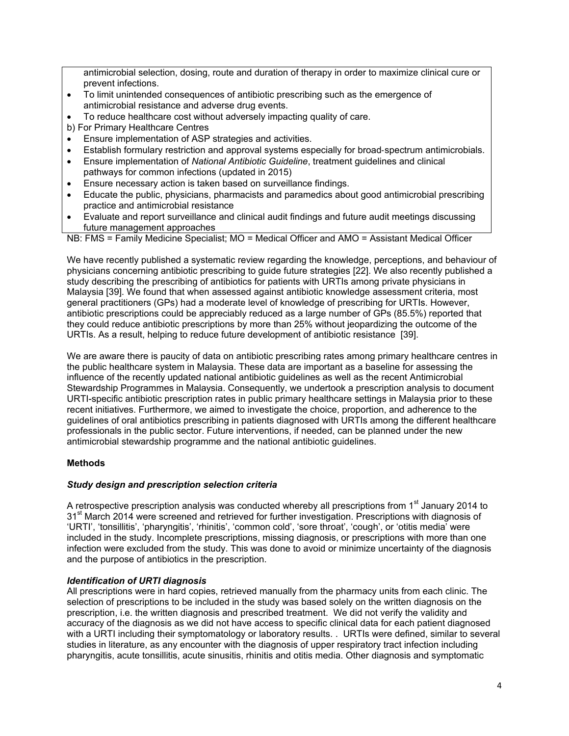antimicrobial selection, dosing, route and duration of therapy in order to maximize clinical cure or prevent infections.
- To limit unintended consequences of antibiotic prescribing such as the emergence of antimicrobial resistance and adverse drug events.
- To reduce healthcare cost without adversely impacting quality of care.

b) For Primary Healthcare Centres
- Ensure implementation of ASP strategies and activities.
- Establish formulary restriction and approval systems especially for broad-spectrum antimicrobials.
- Ensure implementation of *National Antibiotic Guideline*, treatment guidelines and clinical pathways for common infections (updated in 2015)
- Ensure necessary action is taken based on surveillance findings.
- Educate the public, physicians, pharmacists and paramedics about good antimicrobial prescribing practice and antimicrobial resistance
- Evaluate and report surveillance and clinical audit findings and future audit meetings discussing future management approaches

NB: FMS = Family Medicine Specialist; MO = Medical Officer and AMO = Assistant Medical Officer

We have recently published a systematic review regarding the knowledge, perceptions, and behaviour of physicians concerning antibiotic prescribing to guide future strategies [22]. We also recently published a study describing the prescribing of antibiotics for patients with URTIs among private physicians in Malaysia [39]. We found that when assessed against antibiotic knowledge assessment criteria, most general practitioners (GPs) had a moderate level of knowledge of prescribing for URTIs. However, antibiotic prescriptions could be appreciably reduced as a large number of GPs (85.5%) reported that they could reduce antibiotic prescriptions by more than 25% without jeopardizing the outcome of the URTIs. As a result, helping to reduce future development of antibiotic resistance [39].

We are aware there is paucity of data on antibiotic prescribing rates among primary healthcare centres in the public healthcare system in Malaysia. These data are important as a baseline for assessing the influence of the recently updated national antibiotic guidelines as well as the recent Antimicrobial Stewardship Programmes in Malaysia. Consequently, we undertook a prescription analysis to document URTI-specific antibiotic prescription rates in public primary healthcare settings in Malaysia prior to these recent initiatives. Furthermore, we aimed to investigate the choice, proportion, and adherence to the guidelines of oral antibiotics prescribing in patients diagnosed with URTIs among the different healthcare professionals in the public sector. Future interventions, if needed, can be planned under the new antimicrobial stewardship programme and the national antibiotic guidelines.

## Methods

### *Study design and prescription selection criteria*

A retrospective prescription analysis was conducted whereby all prescriptions from 1st January 2014 to 31st March 2014 were screened and retrieved for further investigation. Prescriptions with diagnosis of 'URTI', 'tonsillitis', 'pharyngitis', 'rhinitis', 'common cold', 'sore throat', 'cough', or 'otitis media' were included in the study. Incomplete prescriptions, missing diagnosis, or prescriptions with more than one infection were excluded from the study. This was done to avoid or minimize uncertainty of the diagnosis and the purpose of antibiotics in the prescription.

### *Identification of URTI diagnosis*

All prescriptions were in hard copies, retrieved manually from the pharmacy units from each clinic. The selection of prescriptions to be included in the study was based solely on the written diagnosis on the prescription, i.e. the written diagnosis and prescribed treatment. We did not verify the validity and accuracy of the diagnosis as we did not have access to specific clinical data for each patient diagnosed with a URTI including their symptomatology or laboratory results. . URTIs were defined, similar to several studies in literature, as any encounter with the diagnosis of upper respiratory tract infection including pharyngitis, acute tonsillitis, acute sinusitis, rhinitis and otitis media. Other diagnosis and symptomatic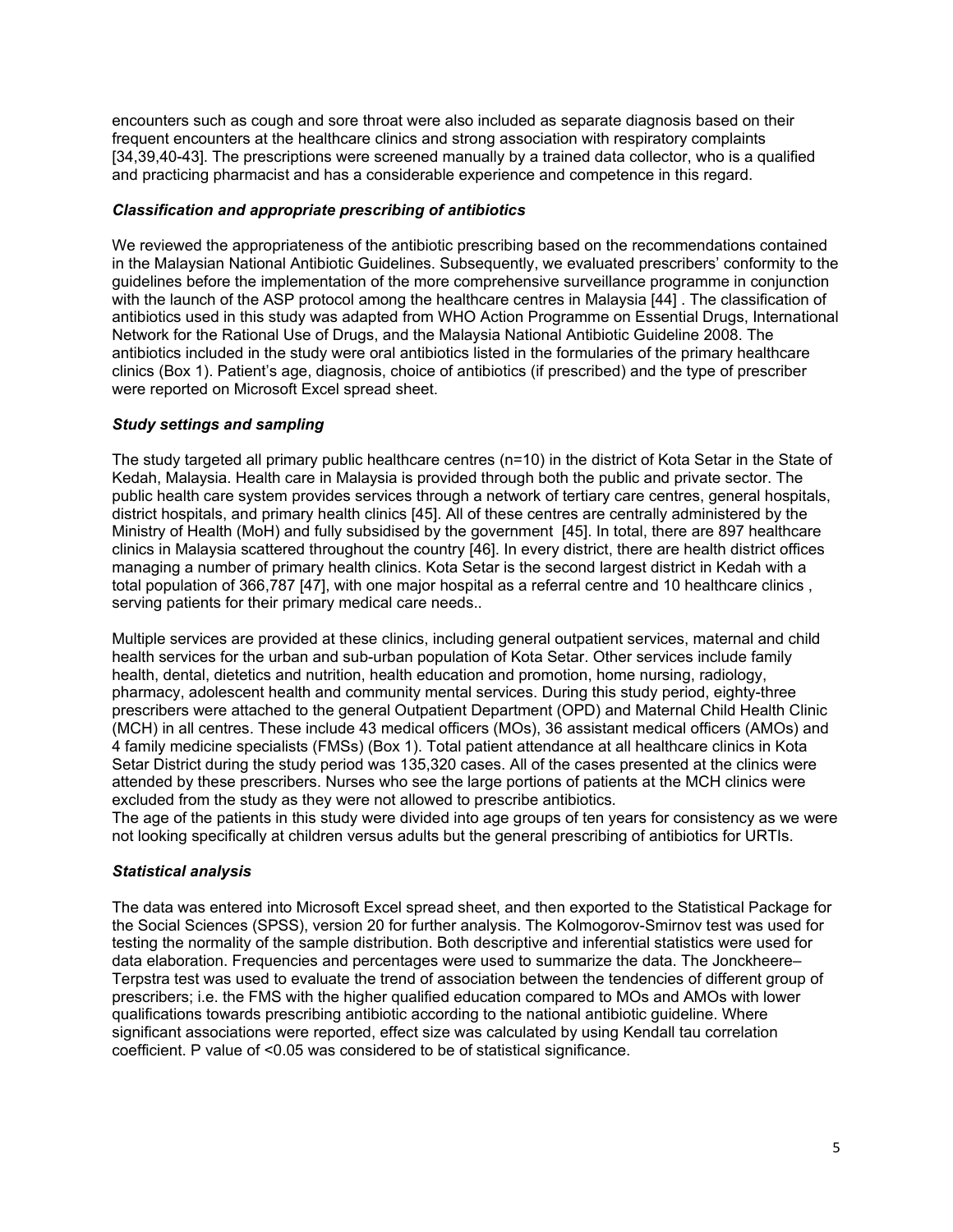encounters such as cough and sore throat were also included as separate diagnosis based on their frequent encounters at the healthcare clinics and strong association with respiratory complaints [34,39,40-43]. The prescriptions were screened manually by a trained data collector, who is a qualified and practicing pharmacist and has a considerable experience and competence in this regard.

### *Classification and appropriate prescribing of antibiotics*

We reviewed the appropriateness of the antibiotic prescribing based on the recommendations contained in the Malaysian National Antibiotic Guidelines. Subsequently, we evaluated prescribers' conformity to the guidelines before the implementation of the more comprehensive surveillance programme in conjunction with the launch of the ASP protocol among the healthcare centres in Malaysia [44] . The classification of antibiotics used in this study was adapted from WHO Action Programme on Essential Drugs, International Network for the Rational Use of Drugs, and the Malaysia National Antibiotic Guideline 2008. The antibiotics included in the study were oral antibiotics listed in the formularies of the primary healthcare clinics (Box 1). Patient's age, diagnosis, choice of antibiotics (if prescribed) and the type of prescriber were reported on Microsoft Excel spread sheet.

### *Study settings and sampling*

The study targeted all primary public healthcare centres (n=10) in the district of Kota Setar in the State of Kedah, Malaysia. Health care in Malaysia is provided through both the public and private sector. The public health care system provides services through a network of tertiary care centres, general hospitals, district hospitals, and primary health clinics [45]. All of these centres are centrally administered by the Ministry of Health (MoH) and fully subsidised by the government [45]. In total, there are 897 healthcare clinics in Malaysia scattered throughout the country [46]. In every district, there are health district offices managing a number of primary health clinics. Kota Setar is the second largest district in Kedah with a total population of 366,787 [47], with one major hospital as a referral centre and 10 healthcare clinics , serving patients for their primary medical care needs..

Multiple services are provided at these clinics, including general outpatient services, maternal and child health services for the urban and sub-urban population of Kota Setar. Other services include family health, dental, dietetics and nutrition, health education and promotion, home nursing, radiology, pharmacy, adolescent health and community mental services. During this study period, eighty-three prescribers were attached to the general Outpatient Department (OPD) and Maternal Child Health Clinic (MCH) in all centres. These include 43 medical officers (MOs), 36 assistant medical officers (AMOs) and 4 family medicine specialists (FMSs) (Box 1). Total patient attendance at all healthcare clinics in Kota Setar District during the study period was 135,320 cases. All of the cases presented at the clinics were attended by these prescribers. Nurses who see the large portions of patients at the MCH clinics were excluded from the study as they were not allowed to prescribe antibiotics.
The age of the patients in this study were divided into age groups of ten years for consistency as we were not looking specifically at children versus adults but the general prescribing of antibiotics for URTIs.

### *Statistical analysis*

The data was entered into Microsoft Excel spread sheet, and then exported to the Statistical Package for the Social Sciences (SPSS), version 20 for further analysis. The Kolmogorov-Smirnov test was used for testing the normality of the sample distribution. Both descriptive and inferential statistics were used for data elaboration. Frequencies and percentages were used to summarize the data. The Jonckheere–Terpstra test was used to evaluate the trend of association between the tendencies of different group of prescribers; i.e. the FMS with the higher qualified education compared to MOs and AMOs with lower qualifications towards prescribing antibiotic according to the national antibiotic guideline. Where significant associations were reported, effect size was calculated by using Kendall tau correlation coefficient. P value of <0.05 was considered to be of statistical significance.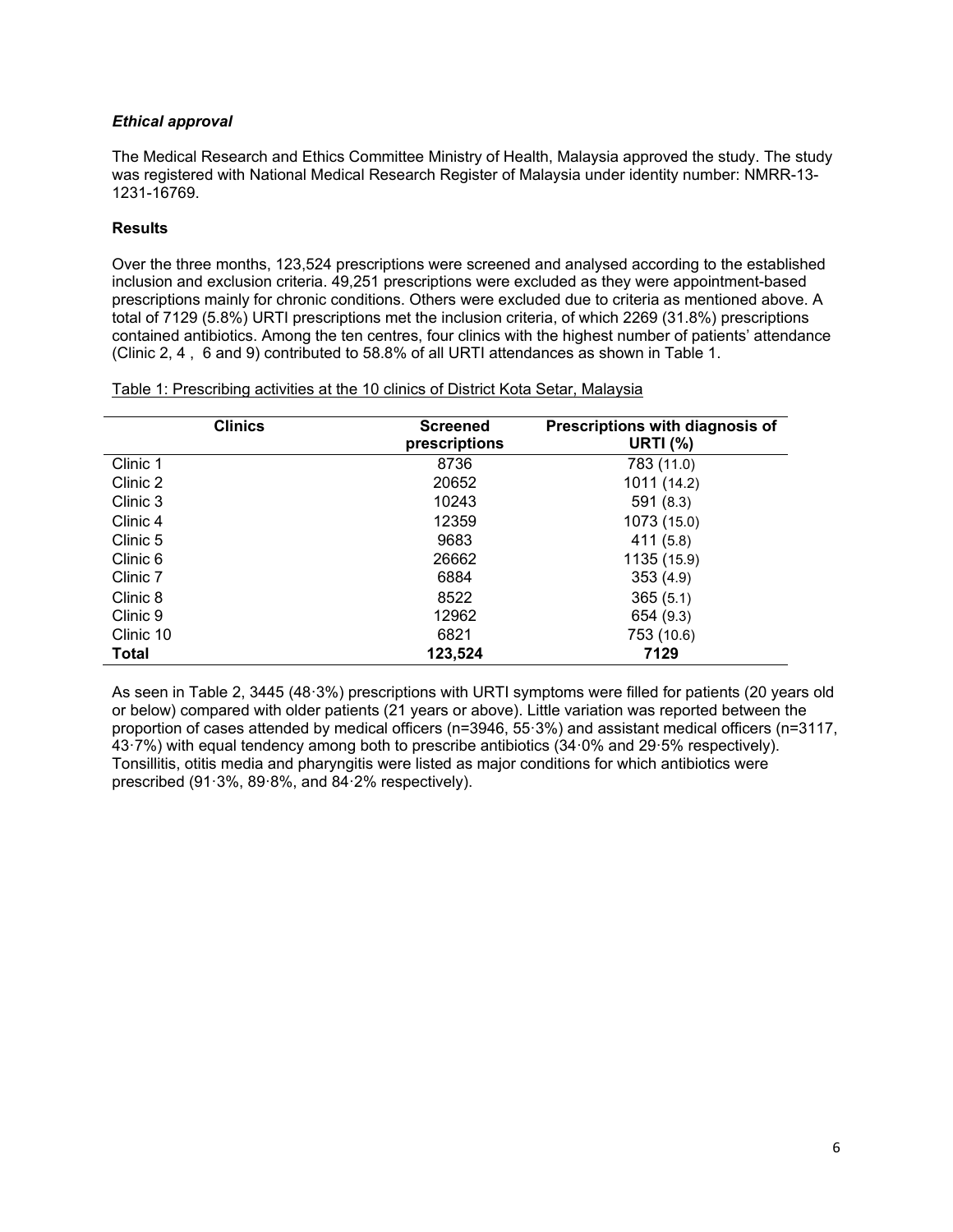### *Ethical approval*

The Medical Research and Ethics Committee Ministry of Health, Malaysia approved the study. The study was registered with National Medical Research Register of Malaysia under identity number: NMRR-13-1231-16769.

### Results

Over the three months, 123,524 prescriptions were screened and analysed according to the established inclusion and exclusion criteria. 49,251 prescriptions were excluded as they were appointment-based prescriptions mainly for chronic conditions. Others were excluded due to criteria as mentioned above. A total of 7129 (5.8%) URTI prescriptions met the inclusion criteria, of which 2269 (31.8%) prescriptions contained antibiotics. Among the ten centres, four clinics with the highest number of patients' attendance (Clinic 2, 4 , 6 and 9) contributed to 58.8% of all URTI attendances as shown in Table 1.

Table 1: Prescribing activities at the 10 clinics of District Kota Setar, Malaysia

| Clinics | Screened prescriptions | Prescriptions with diagnosis of URTI (%) |
|---|---|---|
| Clinic 1 | 8736 | 783 (11.0) |
| Clinic 2 | 20652 | 1011 (14.2) |
| Clinic 3 | 10243 | 591 (8.3) |
| Clinic 4 | 12359 | 1073 (15.0) |
| Clinic 5 | 9683 | 411 (5.8) |
| Clinic 6 | 26662 | 1135 (15.9) |
| Clinic 7 | 6884 | 353 (4.9) |
| Clinic 8 | 8522 | 365 (5.1) |
| Clinic 9 | 12962 | 654 (9.3) |
| Clinic 10 | 6821 | 753 (10.6) |
| **Total** | **123,524** | **7129** |

As seen in Table 2, 3445 (48·3%) prescriptions with URTI symptoms were filled for patients (20 years old or below) compared with older patients (21 years or above). Little variation was reported between the proportion of cases attended by medical officers (n=3946, 55·3%) and assistant medical officers (n=3117, 43·7%) with equal tendency among both to prescribe antibiotics (34·0% and 29·5% respectively). Tonsillitis, otitis media and pharyngitis were listed as major conditions for which antibiotics were prescribed (91·3%, 89·8%, and 84·2% respectively).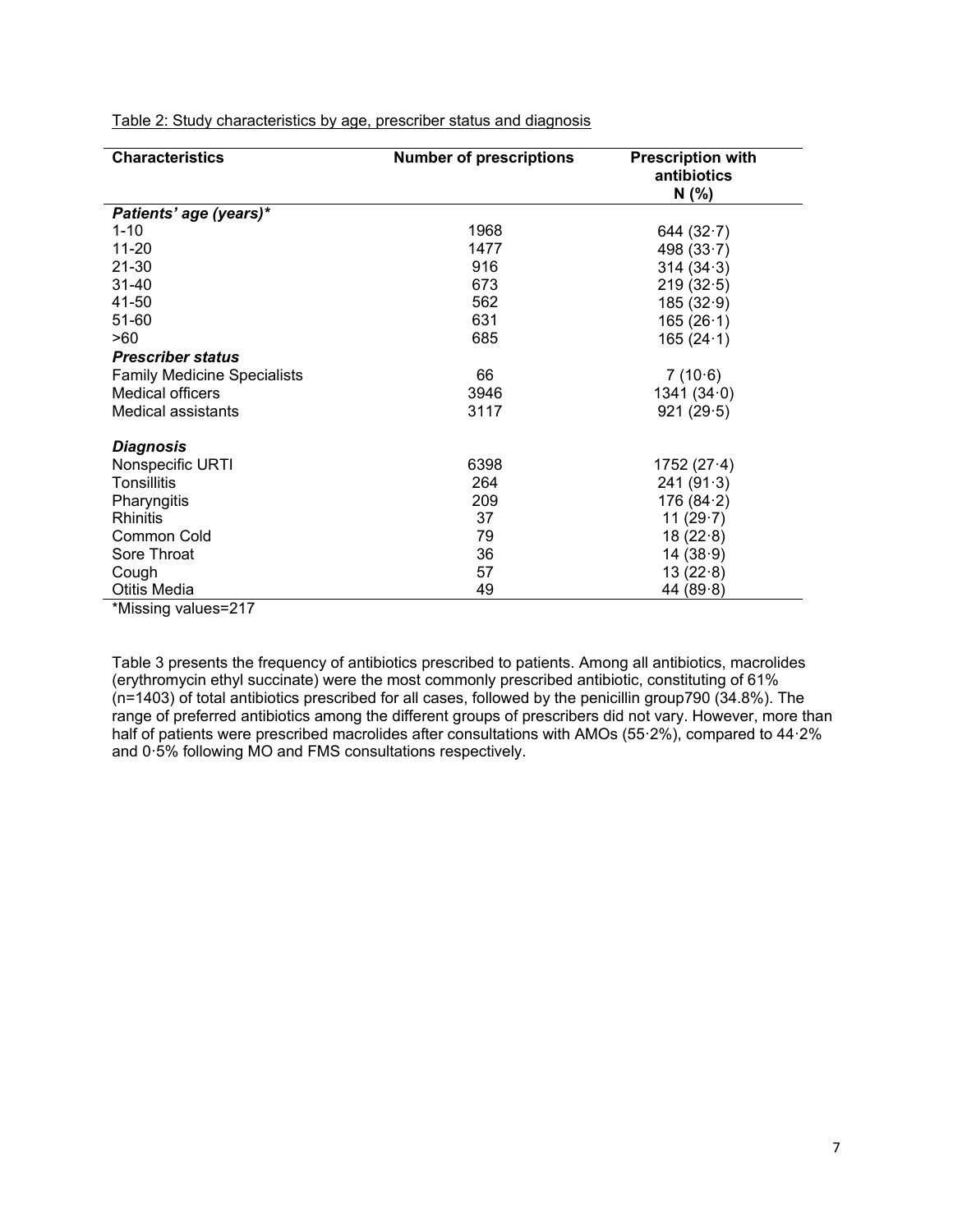Table 2: Study characteristics by age, prescriber status and diagnosis

| Characteristics | Number of prescriptions | Prescription with antibiotics N (%) |
|---|---|---|
| ***Patients' age (years)**** | | |
| 1-10 | 1968 | 644 (32·7) |
| 11-20 | 1477 | 498 (33·7) |
| 21-30 | 916 | 314 (34·3) |
| 31-40 | 673 | 219 (32·5) |
| 41-50 | 562 | 185 (32·9) |
| 51-60 | 631 | 165 (26·1) |
| >60 | 685 | 165 (24·1) |
| ***Prescriber status*** | | |
| Family Medicine Specialists | 66 | 7 (10·6) |
| Medical officers | 3946 | 1341 (34·0) |
| Medical assistants | 3117 | 921 (29·5) |
| ***Diagnosis*** | | |
| Nonspecific URTI | 6398 | 1752 (27·4) |
| Tonsillitis | 264 | 241 (91·3) |
| Pharyngitis | 209 | 176 (84·2) |
| Rhinitis | 37 | 11 (29·7) |
| Common Cold | 79 | 18 (22·8) |
| Sore Throat | 36 | 14 (38·9) |
| Cough | 57 | 13 (22·8) |
| Otitis Media | 49 | 44 (89·8) |

*Missing values=217

Table 3 presents the frequency of antibiotics prescribed to patients. Among all antibiotics, macrolides (erythromycin ethyl succinate) were the most commonly prescribed antibiotic, constituting of 61% (n=1403) of total antibiotics prescribed for all cases, followed by the penicillin group790 (34.8%). The range of preferred antibiotics among the different groups of prescribers did not vary. However, more than half of patients were prescribed macrolides after consultations with AMOs (55·2%), compared to 44·2% and 0·5% following MO and FMS consultations respectively.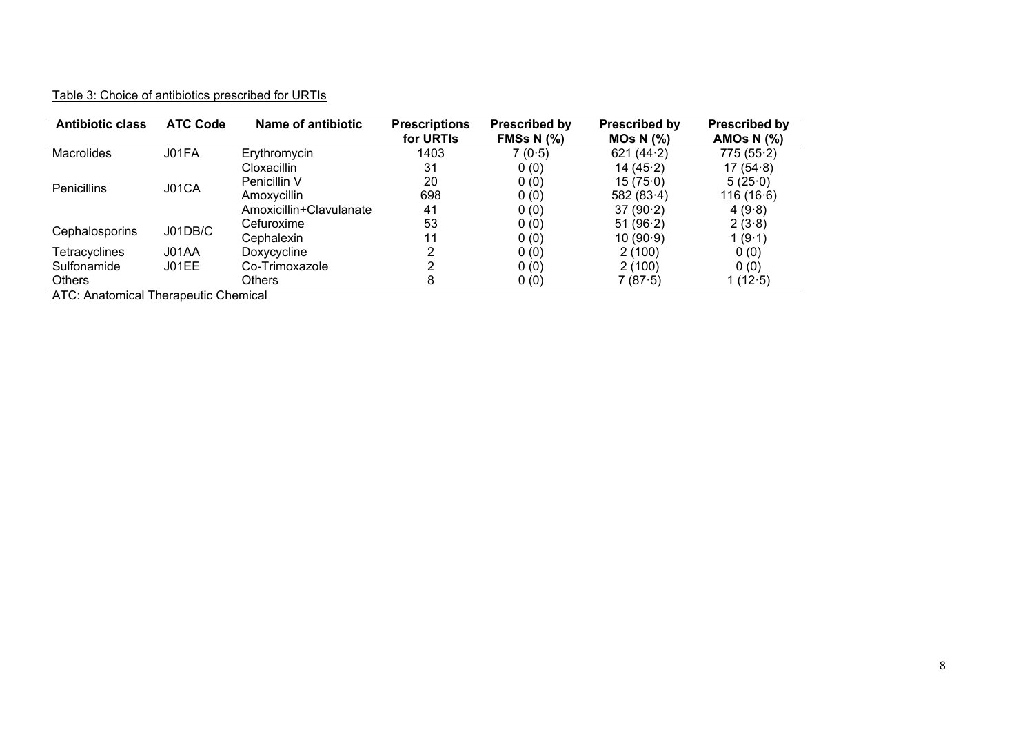Table 3: Choice of antibiotics prescribed for URTIs

| Antibiotic class | ATC Code | Name of antibiotic | Prescriptions for URTIs | Prescribed by FMSs N (%) | Prescribed by MOs N (%) | Prescribed by AMOs N (%) |
|---|---|---|---|---|---|---|
| Macrolides | J01FA | Erythromycin | 1403 | 7 (0·5) | 621 (44·2) | 775 (55·2) |
| Penicillins | J01CA | Cloxacillin | 31 | 0 (0) | 14 (45·2) | 17 (54·8) |
| | | Penicillin V | 20 | 0 (0) | 15 (75·0) | 5 (25·0) |
| | | Amoxycillin | 698 | 0 (0) | 582 (83·4) | 116 (16·6) |
| | | Amoxicillin+Clavulanate | 41 | 0 (0) | 37 (90·2) | 4 (9·8) |
| Cephalosporins | J01DB/C | Cefuroxime | 53 | 0 (0) | 51 (96·2) | 2 (3·8) |
| | | Cephalexin | 11 | 0 (0) | 10 (90·9) | 1 (9·1) |
| Tetracyclines | J01AA | Doxycycline | 2 | 0 (0) | 2 (100) | 0 (0) |
| Sulfonamide | J01EE | Co-Trimoxazole | 2 | 0 (0) | 2 (100) | 0 (0) |
| Others | | Others | 8 | 0 (0) | 7 (87·5) | 1 (12·5) |

ATC: Anatomical Therapeutic Chemical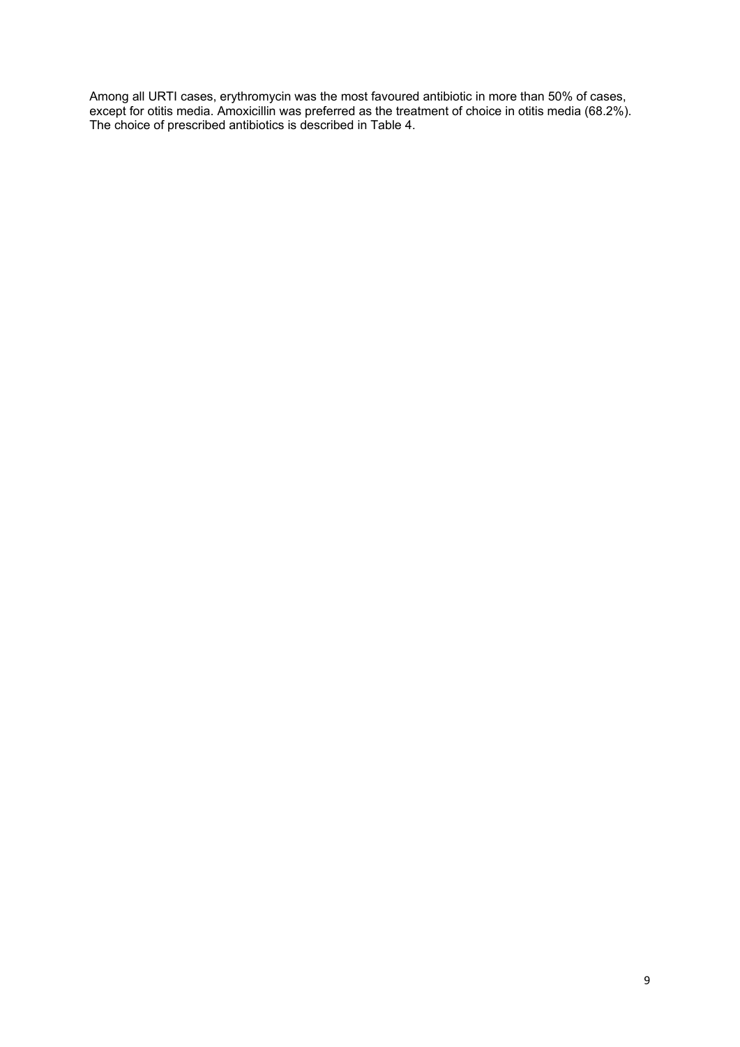Among all URTI cases, erythromycin was the most favoured antibiotic in more than 50% of cases, except for otitis media. Amoxicillin was preferred as the treatment of choice in otitis media (68.2%). The choice of prescribed antibiotics is described in Table 4.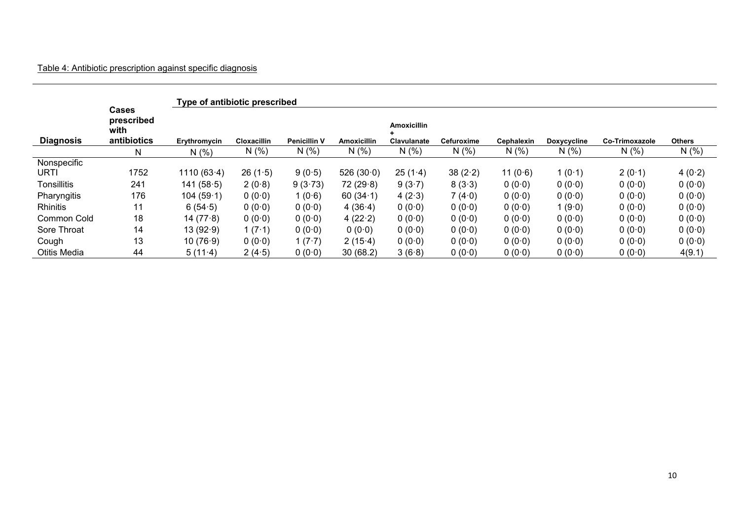Table 4: Antibiotic prescription against specific diagnosis

| Diagnosis | Cases prescribed with antibiotics | Type of antibiotic prescribed | | | | | | | | | |
|---|---|---|---|---|---|---|---|---|---|---|---|
| | | Erythromycin | Cloxacillin | Penicillin V | Amoxicillin | Amoxicillin + Clavulanate | Cefuroxime | Cephalexin | Doxycycline | Co-Trimoxazole | Others |
| | N | N (%) | N (%) | N (%) | N (%) | N (%) | N (%) | N (%) | N (%) | N (%) | N (%) |
| Nonspecific URTI | 1752 | 1110 (63·4) | 26 (1·5) | 9 (0·5) | 526 (30·0) | 25 (1·4) | 38 (2·2) | 11 (0·6) | 1 (0·1) | 2 (0·1) | 4 (0·2) |
| Tonsillitis | 241 | 141 (58·5) | 2 (0·8) | 9 (3·73) | 72 (29·8) | 9 (3·7) | 8 (3·3) | 0 (0·0) | 0 (0·0) | 0 (0·0) | 0 (0·0) |
| Pharyngitis | 176 | 104 (59·1) | 0 (0·0) | 1 (0·6) | 60 (34·1) | 4 (2·3) | 7 (4·0) | 0 (0·0) | 0 (0·0) | 0 (0·0) | 0 (0·0) |
| Rhinitis | 11 | 6 (54·5) | 0 (0·0) | 0 (0·0) | 4 (36·4) | 0 (0·0) | 0 (0·0) | 0 (0·0) | 1 (9·0) | 0 (0·0) | 0 (0·0) |
| Common Cold | 18 | 14 (77·8) | 0 (0·0) | 0 (0·0) | 4 (22·2) | 0 (0·0) | 0 (0·0) | 0 (0·0) | 0 (0·0) | 0 (0·0) | 0 (0·0) |
| Sore Throat | 14 | 13 (92·9) | 1 (7·1) | 0 (0·0) | 0 (0·0) | 0 (0·0) | 0 (0·0) | 0 (0·0) | 0 (0·0) | 0 (0·0) | 0 (0·0) |
| Cough | 13 | 10 (76·9) | 0 (0·0) | 1 (7·7) | 2 (15·4) | 0 (0·0) | 0 (0·0) | 0 (0·0) | 0 (0·0) | 0 (0·0) | 0 (0·0) |
| Otitis Media | 44 | 5 (11·4) | 2 (4·5) | 0 (0·0) | 30 (68.2) | 3 (6·8) | 0 (0·0) | 0 (0·0) | 0 (0·0) | 0 (0·0) | 4(9.1) |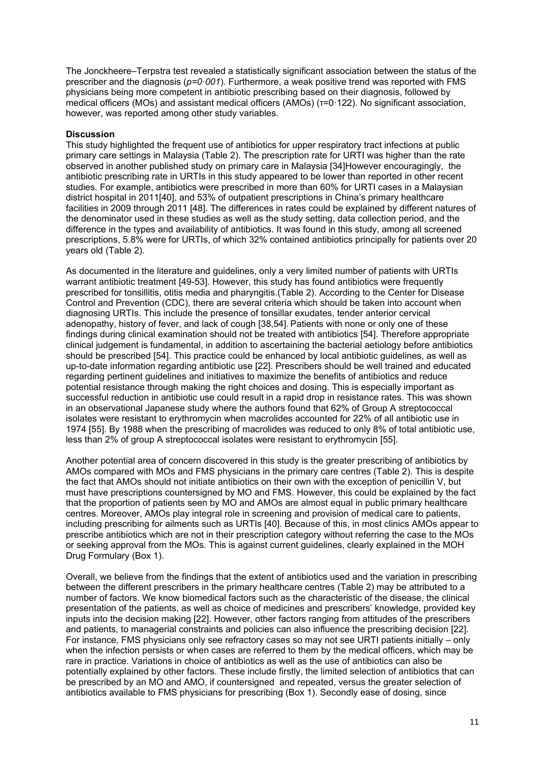The Jonckheere–Terpstra test revealed a statistically significant association between the status of the prescriber and the diagnosis ($p=0{\cdot}001$). Furthermore, a weak positive trend was reported with FMS physicians being more competent in antibiotic prescribing based on their diagnosis, followed by medical officers (MOs) and assistant medical officers (AMOs) ($\tau=0{\cdot}122$). No significant association, however, was reported among other study variables.

## Discussion

This study highlighted the frequent use of antibiotics for upper respiratory tract infections at public primary care settings in Malaysia (Table 2). The prescription rate for URTI was higher than the rate observed in another published study on primary care in Malaysia [34]However encouragingly, the antibiotic prescribing rate in URTIs in this study appeared to be lower than reported in other recent studies. For example, antibiotics were prescribed in more than 60% for URTI cases in a Malaysian district hospital in 2011[40], and 53% of outpatient prescriptions in China's primary healthcare facilities in 2009 through 2011 [48]. The differences in rates could be explained by different natures of the denominator used in these studies as well as the study setting, data collection period, and the difference in the types and availability of antibiotics. It was found in this study, among all screened prescriptions, 5.8% were for URTIs, of which 32% contained antibiotics principally for patients over 20 years old (Table 2).

As documented in the literature and guidelines, only a very limited number of patients with URTIs warrant antibiotic treatment [49-53]. However, this study has found antibiotics were frequently prescribed for tonsillitis, otitis media and pharyngitis.(Table 2). According to the Center for Disease Control and Prevention (CDC), there are several criteria which should be taken into account when diagnosing URTIs. This include the presence of tonsillar exudates, tender anterior cervical adenopathy, history of fever, and lack of cough [38,54]. Patients with none or only one of these findings during clinical examination should not be treated with antibiotics [54]. Therefore appropriate clinical judgement is fundamental, in addition to ascertaining the bacterial aetiology before antibiotics should be prescribed [54]. This practice could be enhanced by local antibiotic guidelines, as well as up-to-date information regarding antibiotic use [22]. Prescribers should be well trained and educated regarding pertinent guidelines and initiatives to maximize the benefits of antibiotics and reduce potential resistance through making the right choices and dosing. This is especially important as successful reduction in antibiotic use could result in a rapid drop in resistance rates. This was shown in an observational Japanese study where the authors found that 62% of Group A streptococcal isolates were resistant to erythromycin when macrolides accounted for 22% of all antibiotic use in 1974 [55]. By 1988 when the prescribing of macrolides was reduced to only 8% of total antibiotic use, less than 2% of group A streptococcal isolates were resistant to erythromycin [55].

Another potential area of concern discovered in this study is the greater prescribing of antibiotics by AMOs compared with MOs and FMS physicians in the primary care centres (Table 2). This is despite the fact that AMOs should not initiate antibiotics on their own with the exception of penicillin V, but must have prescriptions countersigned by MO and FMS. However, this could be explained by the fact that the proportion of patients seen by MO and AMOs are almost equal in public primary healthcare centres. Moreover, AMOs play integral role in screening and provision of medical care to patients, including prescribing for ailments such as URTIs [40]. Because of this, in most clinics AMOs appear to prescribe antibiotics which are not in their prescription category without referring the case to the MOs or seeking approval from the MOs. This is against current guidelines, clearly explained in the MOH Drug Formulary (Box 1).

Overall, we believe from the findings that the extent of antibiotics used and the variation in prescribing between the different prescribers in the primary healthcare centres (Table 2) may be attributed to a number of factors. We know biomedical factors such as the characteristic of the disease, the clinical presentation of the patients, as well as choice of medicines and prescribers' knowledge, provided key inputs into the decision making [22]. However, other factors ranging from attitudes of the prescribers and patients, to managerial constraints and policies can also influence the prescribing decision [22]. For instance, FMS physicians only see refractory cases so may not see URTI patients initially – only when the infection persists or when cases are referred to them by the medical officers, which may be rare in practice. Variations in choice of antibiotics as well as the use of antibiotics can also be potentially explained by other factors. These include firstly, the limited selection of antibiotics that can be prescribed by an MO and AMO, if countersigned and repeated, versus the greater selection of antibiotics available to FMS physicians for prescribing (Box 1). Secondly ease of dosing, since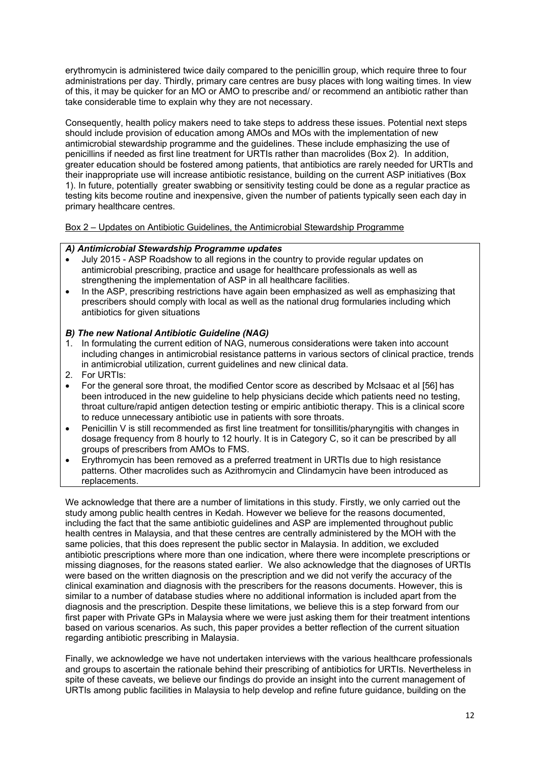erythromycin is administered twice daily compared to the penicillin group, which require three to four administrations per day. Thirdly, primary care centres are busy places with long waiting times. In view of this, it may be quicker for an MO or AMO to prescribe and/ or recommend an antibiotic rather than take considerable time to explain why they are not necessary.

Consequently, health policy makers need to take steps to address these issues. Potential next steps should include provision of education among AMOs and MOs with the implementation of new antimicrobial stewardship programme and the guidelines. These include emphasizing the use of penicillins if needed as first line treatment for URTIs rather than macrolides (Box 2). In addition, greater education should be fostered among patients, that antibiotics are rarely needed for URTIs and their inappropriate use will increase antibiotic resistance, building on the current ASP initiatives (Box 1). In future, potentially greater swabbing or sensitivity testing could be done as a regular practice as testing kits become routine and inexpensive, given the number of patients typically seen each day in primary healthcare centres.

Box 2 – Updates on Antibiotic Guidelines, the Antimicrobial Stewardship Programme

***A) Antimicrobial Stewardship Programme updates***

- July 2015 - ASP Roadshow to all regions in the country to provide regular updates on antimicrobial prescribing, practice and usage for healthcare professionals as well as strengthening the implementation of ASP in all healthcare facilities.
- In the ASP, prescribing restrictions have again been emphasized as well as emphasizing that prescribers should comply with local as well as the national drug formularies including which antibiotics for given situations

***B) The new National Antibiotic Guideline (NAG)***

1. In formulating the current edition of NAG, numerous considerations were taken into account including changes in antimicrobial resistance patterns in various sectors of clinical practice, trends in antimicrobial utilization, current guidelines and new clinical data.
2. For URTIs:

- For the general sore throat, the modified Centor score as described by McIsaac et al [56] has been introduced in the new guideline to help physicians decide which patients need no testing, throat culture/rapid antigen detection testing or empiric antibiotic therapy. This is a clinical score to reduce unnecessary antibiotic use in patients with sore throats.
- Penicillin V is still recommended as first line treatment for tonsillitis/pharyngitis with changes in dosage frequency from 8 hourly to 12 hourly. It is in Category C, so it can be prescribed by all groups of prescribers from AMOs to FMS.
- Erythromycin has been removed as a preferred treatment in URTIs due to high resistance patterns. Other macrolides such as Azithromycin and Clindamycin have been introduced as replacements.

We acknowledge that there are a number of limitations in this study. Firstly, we only carried out the study among public health centres in Kedah. However we believe for the reasons documented, including the fact that the same antibiotic guidelines and ASP are implemented throughout public health centres in Malaysia, and that these centres are centrally administered by the MOH with the same policies, that this does represent the public sector in Malaysia. In addition, we excluded antibiotic prescriptions where more than one indication, where there were incomplete prescriptions or missing diagnoses, for the reasons stated earlier. We also acknowledge that the diagnoses of URTIs were based on the written diagnosis on the prescription and we did not verify the accuracy of the clinical examination and diagnosis with the prescribers for the reasons documents. However, this is similar to a number of database studies where no additional information is included apart from the diagnosis and the prescription. Despite these limitations, we believe this is a step forward from our first paper with Private GPs in Malaysia where we were just asking them for their treatment intentions based on various scenarios. As such, this paper provides a better reflection of the current situation regarding antibiotic prescribing in Malaysia.

Finally, we acknowledge we have not undertaken interviews with the various healthcare professionals and groups to ascertain the rationale behind their prescribing of antibiotics for URTIs. Nevertheless in spite of these caveats, we believe our findings do provide an insight into the current management of URTIs among public facilities in Malaysia to help develop and refine future guidance, building on the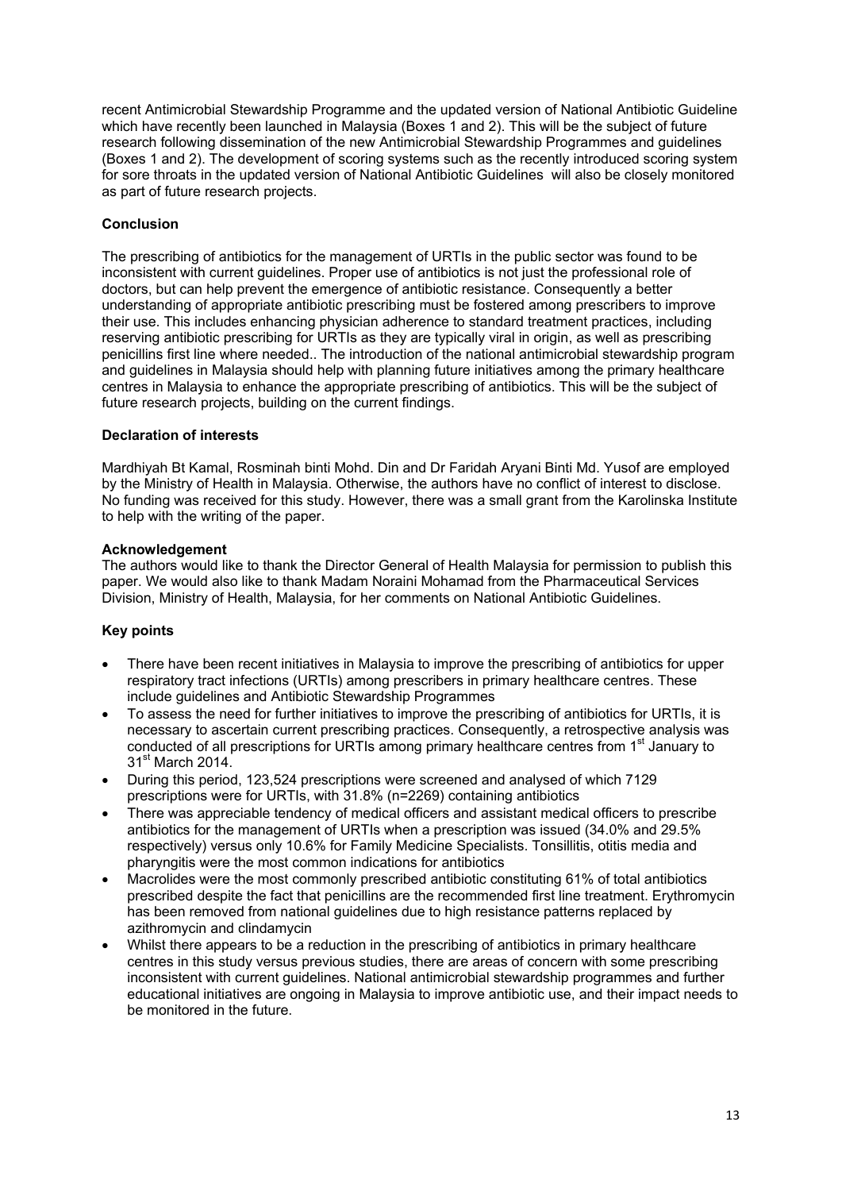recent Antimicrobial Stewardship Programme and the updated version of National Antibiotic Guideline which have recently been launched in Malaysia (Boxes 1 and 2). This will be the subject of future research following dissemination of the new Antimicrobial Stewardship Programmes and guidelines (Boxes 1 and 2). The development of scoring systems such as the recently introduced scoring system for sore throats in the updated version of National Antibiotic Guidelines will also be closely monitored as part of future research projects.

**Conclusion**

The prescribing of antibiotics for the management of URTIs in the public sector was found to be inconsistent with current guidelines. Proper use of antibiotics is not just the professional role of doctors, but can help prevent the emergence of antibiotic resistance. Consequently a better understanding of appropriate antibiotic prescribing must be fostered among prescribers to improve their use. This includes enhancing physician adherence to standard treatment practices, including reserving antibiotic prescribing for URTIs as they are typically viral in origin, as well as prescribing penicillins first line where needed.. The introduction of the national antimicrobial stewardship program and guidelines in Malaysia should help with planning future initiatives among the primary healthcare centres in Malaysia to enhance the appropriate prescribing of antibiotics. This will be the subject of future research projects, building on the current findings.

**Declaration of interests**

Mardhiyah Bt Kamal, Rosminah binti Mohd. Din and Dr Faridah Aryani Binti Md. Yusof are employed by the Ministry of Health in Malaysia. Otherwise, the authors have no conflict of interest to disclose. No funding was received for this study. However, there was a small grant from the Karolinska Institute to help with the writing of the paper.

**Acknowledgement**

The authors would like to thank the Director General of Health Malaysia for permission to publish this paper. We would also like to thank Madam Noraini Mohamad from the Pharmaceutical Services Division, Ministry of Health, Malaysia, for her comments on National Antibiotic Guidelines.

**Key points**

- There have been recent initiatives in Malaysia to improve the prescribing of antibiotics for upper respiratory tract infections (URTIs) among prescribers in primary healthcare centres. These include guidelines and Antibiotic Stewardship Programmes
- To assess the need for further initiatives to improve the prescribing of antibiotics for URTIs, it is necessary to ascertain current prescribing practices. Consequently, a retrospective analysis was conducted of all prescriptions for URTIs among primary healthcare centres from 1st January to 31st March 2014.
- During this period, 123,524 prescriptions were screened and analysed of which 7129 prescriptions were for URTIs, with 31.8% (n=2269) containing antibiotics
- There was appreciable tendency of medical officers and assistant medical officers to prescribe antibiotics for the management of URTIs when a prescription was issued (34.0% and 29.5% respectively) versus only 10.6% for Family Medicine Specialists. Tonsillitis, otitis media and pharyngitis were the most common indications for antibiotics
- Macrolides were the most commonly prescribed antibiotic constituting 61% of total antibiotics prescribed despite the fact that penicillins are the recommended first line treatment. Erythromycin has been removed from national guidelines due to high resistance patterns replaced by azithromycin and clindamycin
- Whilst there appears to be a reduction in the prescribing of antibiotics in primary healthcare centres in this study versus previous studies, there are areas of concern with some prescribing inconsistent with current guidelines. National antimicrobial stewardship programmes and further educational initiatives are ongoing in Malaysia to improve antibiotic use, and their impact needs to be monitored in the future.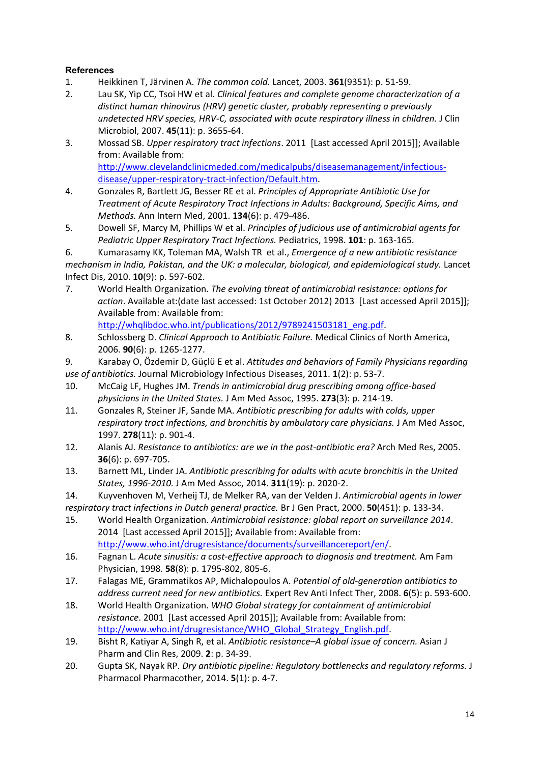**References**

1. Heikkinen T, Järvinen A. *The common cold.* Lancet, 2003. **361**(9351): p. 51-59.
2. Lau SK, Yip CC, Tsoi HW et al. *Clinical features and complete genome characterization of a distinct human rhinovirus (HRV) genetic cluster, probably representing a previously undetected HRV species, HRV-C, associated with acute respiratory illness in children.* J Clin Microbiol, 2007. **45**(11): p. 3655-64.
3. Mossad SB. *Upper respiratory tract infections*. 2011 [Last accessed April 2015]]; Available from: Available from: [http://www.clevelandclinicmeded.com/medicalpubs/diseasemanagement/infectious-disease/upper-respiratory-tract-infection/Default.htm](http://www.clevelandclinicmeded.com/medicalpubs/diseasemanagement/infectious-disease/upper-respiratory-tract-infection/Default.htm).
4. Gonzales R, Bartlett JG, Besser RE et al. *Principles of Appropriate Antibiotic Use for Treatment of Acute Respiratory Tract Infections in Adults: Background, Specific Aims, and Methods.* Ann Intern Med, 2001. **134**(6): p. 479-486.
5. Dowell SF, Marcy M, Phillips W et al. *Principles of judicious use of antimicrobial agents for Pediatric Upper Respiratory Tract Infections.* Pediatrics, 1998. **101**: p. 163-165.
6. Kumarasamy KK, Toleman MA, Walsh TR et al., *Emergence of a new antibiotic resistance mechanism in India, Pakistan, and the UK: a molecular, biological, and epidemiological study.* Lancet Infect Dis, 2010. **10**(9): p. 597-602.
7. World Health Organization. *The evolving threat of antimicrobial resistance: options for action*. Available at:(date last accessed: 1st October 2012) 2013 [Last accessed April 2015]]; Available from: Available from: [http://whqlibdoc.who.int/publications/2012/9789241503181_eng.pdf](http://whqlibdoc.who.int/publications/2012/9789241503181_eng.pdf).
8. Schlossberg D. *Clinical Approach to Antibiotic Failure.* Medical Clinics of North America, 2006. **90**(6): p. 1265-1277.
9. Karabay O, Özdemir D, Güçlü E et al. *Attitudes and behaviors of Family Physicians regarding use of antibiotics.* Journal Microbiology Infectious Diseases, 2011. **1**(2): p. 53-7.
10. McCaig LF, Hughes JM. *Trends in antimicrobial drug prescribing among office-based physicians in the United States.* J Am Med Assoc, 1995. **273**(3): p. 214-19.
11. Gonzales R, Steiner JF, Sande MA. *Antibiotic prescribing for adults with colds, upper respiratory tract infections, and bronchitis by ambulatory care physicians.* J Am Med Assoc, 1997. **278**(11): p. 901-4.
12. Alanis AJ. *Resistance to antibiotics: are we in the post-antibiotic era?* Arch Med Res, 2005. **36**(6): p. 697-705.
13. Barnett ML, Linder JA. *Antibiotic prescribing for adults with acute bronchitis in the United States, 1996-2010.* J Am Med Assoc, 2014. **311**(19): p. 2020-2.
14. Kuyvenhoven M, Verheij TJ, de Melker RA, van der Velden J. *Antimicrobial agents in lower respiratory tract infections in Dutch general practice.* Br J Gen Pract, 2000. **50**(451): p. 133-34.
15. World Health Organization. *Antimicrobial resistance: global report on surveillance 2014*. 2014 [Last accessed April 2015]]; Available from: Available from: [http://www.who.int/drugresistance/documents/surveillancereport/en/](http://www.who.int/drugresistance/documents/surveillancereport/en/).
16. Fagnan L. *Acute sinusitis: a cost-effective approach to diagnosis and treatment.* Am Fam Physician, 1998. **58**(8): p. 1795-802, 805-6.
17. Falagas ME, Grammatikos AP, Michalopoulos A. *Potential of old-generation antibiotics to address current need for new antibiotics.* Expert Rev Anti Infect Ther, 2008. **6**(5): p. 593-600.
18. World Health Organization. *WHO Global strategy for containment of antimicrobial resistance*. 2001 [Last accessed April 2015]]; Available from: [http://www.who.int/drugresistance/WHO_Global_Strategy_English.pdf](http://www.who.int/drugresistance/WHO_Global_Strategy_English.pdf).
19. Bisht R, Katiyar A, Singh R, et al. *Antibiotic resistance–A global issue of concern.* Asian J Pharm and Clin Res, 2009. **2**: p. 34-39.
20. Gupta SK, Nayak RP. *Dry antibiotic pipeline: Regulatory bottlenecks and regulatory reforms.* J Pharmacol Pharmacother, 2014. **5**(1): p. 4-7.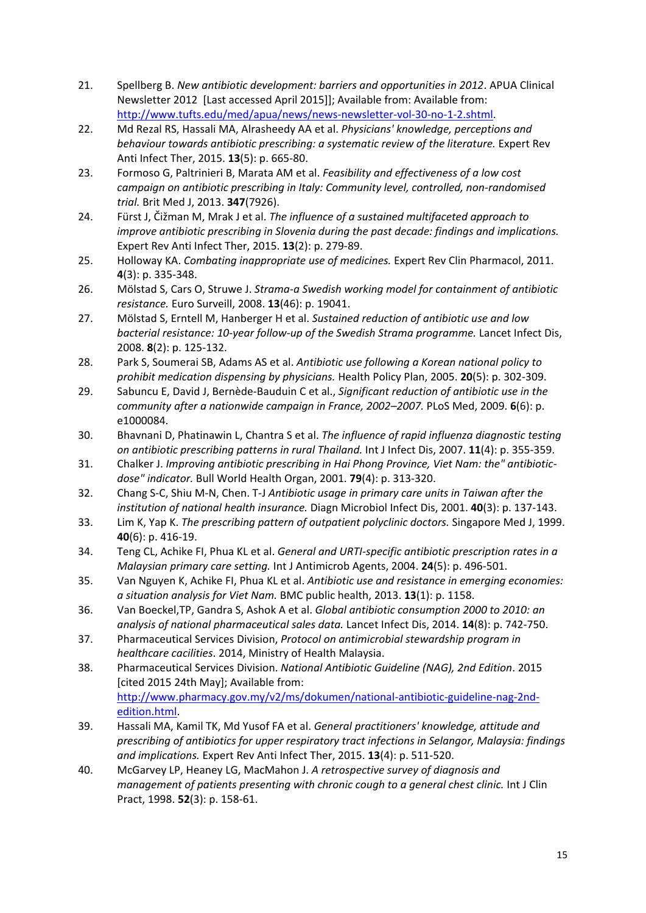21. Spellberg B. *New antibiotic development: barriers and opportunities in 2012*. APUA Clinical Newsletter 2012 [Last accessed April 2015]]; Available from: Available from: http://www.tufts.edu/med/apua/news/news-newsletter-vol-30-no-1-2.shtml.
22. Md Rezal RS, Hassali MA, Alrasheedy AA et al. *Physicians' knowledge, perceptions and behaviour towards antibiotic prescribing: a systematic review of the literature.* Expert Rev Anti Infect Ther, 2015. **13**(5): p. 665-80.
23. Formoso G, Paltrinieri B, Marata AM et al. *Feasibility and effectiveness of a low cost campaign on antibiotic prescribing in Italy: Community level, controlled, non-randomised trial.* Brit Med J, 2013. **347**(7926).
24. Fürst J, Čižman M, Mrak J et al. *The influence of a sustained multifaceted approach to improve antibiotic prescribing in Slovenia during the past decade: findings and implications.* Expert Rev Anti Infect Ther, 2015. **13**(2): p. 279-89.
25. Holloway KA. *Combating inappropriate use of medicines.* Expert Rev Clin Pharmacol, 2011. **4**(3): p. 335-348.
26. Mölstad S, Cars O, Struwe J. *Strama-a Swedish working model for containment of antibiotic resistance.* Euro Surveill, 2008. **13**(46): p. 19041.
27. Mölstad S, Erntell M, Hanberger H et al. *Sustained reduction of antibiotic use and low bacterial resistance: 10-year follow-up of the Swedish Strama programme.* Lancet Infect Dis, 2008. **8**(2): p. 125-132.
28. Park S, Soumerai SB, Adams AS et al. *Antibiotic use following a Korean national policy to prohibit medication dispensing by physicians.* Health Policy Plan, 2005. **20**(5): p. 302-309.
29. Sabuncu E, David J, Bernède-Bauduin C et al., *Significant reduction of antibiotic use in the community after a nationwide campaign in France, 2002–2007.* PLoS Med, 2009. **6**(6): p. e1000084.
30. Bhavnani D, Phatinawin L, Chantra S et al. *The influence of rapid influenza diagnostic testing on antibiotic prescribing patterns in rural Thailand.* Int J Infect Dis, 2007. **11**(4): p. 355-359.
31. Chalker J. *Improving antibiotic prescribing in Hai Phong Province, Viet Nam: the" antibiotic-dose" indicator.* Bull World Health Organ, 2001. **79**(4): p. 313-320.
32. Chang S-C, Shiu M-N, Chen. T-J *Antibiotic usage in primary care units in Taiwan after the institution of national health insurance.* Diagn Microbiol Infect Dis, 2001. **40**(3): p. 137-143.
33. Lim K, Yap K. *The prescribing pattern of outpatient polyclinic doctors.* Singapore Med J, 1999. **40**(6): p. 416-19.
34. Teng CL, Achike FI, Phua KL et al. *General and URTI-specific antibiotic prescription rates in a Malaysian primary care setting.* Int J Antimicrob Agents, 2004. **24**(5): p. 496-501.
35. Van Nguyen K, Achike FI, Phua KL et al. *Antibiotic use and resistance in emerging economies: a situation analysis for Viet Nam.* BMC public health, 2013. **13**(1): p. 1158.
36. Van Boeckel,TP, Gandra S, Ashok A et al. *Global antibiotic consumption 2000 to 2010: an analysis of national pharmaceutical sales data.* Lancet Infect Dis, 2014. **14**(8): p. 742-750.
37. Pharmaceutical Services Division, *Protocol on antimicrobial stewardship program in healthcare cacilities*. 2014, Ministry of Health Malaysia.
38. Pharmaceutical Services Division. *National Antibiotic Guideline (NAG), 2nd Edition*. 2015 [cited 2015 24th May]; Available from: http://www.pharmacy.gov.my/v2/ms/dokumen/national-antibiotic-guideline-nag-2nd-edition.html.
39. Hassali MA, Kamil TK, Md Yusof FA et al. *General practitioners' knowledge, attitude and prescribing of antibiotics for upper respiratory tract infections in Selangor, Malaysia: findings and implications.* Expert Rev Anti Infect Ther, 2015. **13**(4): p. 511-520.
40. McGarvey LP, Heaney LG, MacMahon J. *A retrospective survey of diagnosis and management of patients presenting with chronic cough to a general chest clinic.* Int J Clin Pract, 1998. **52**(3): p. 158-61.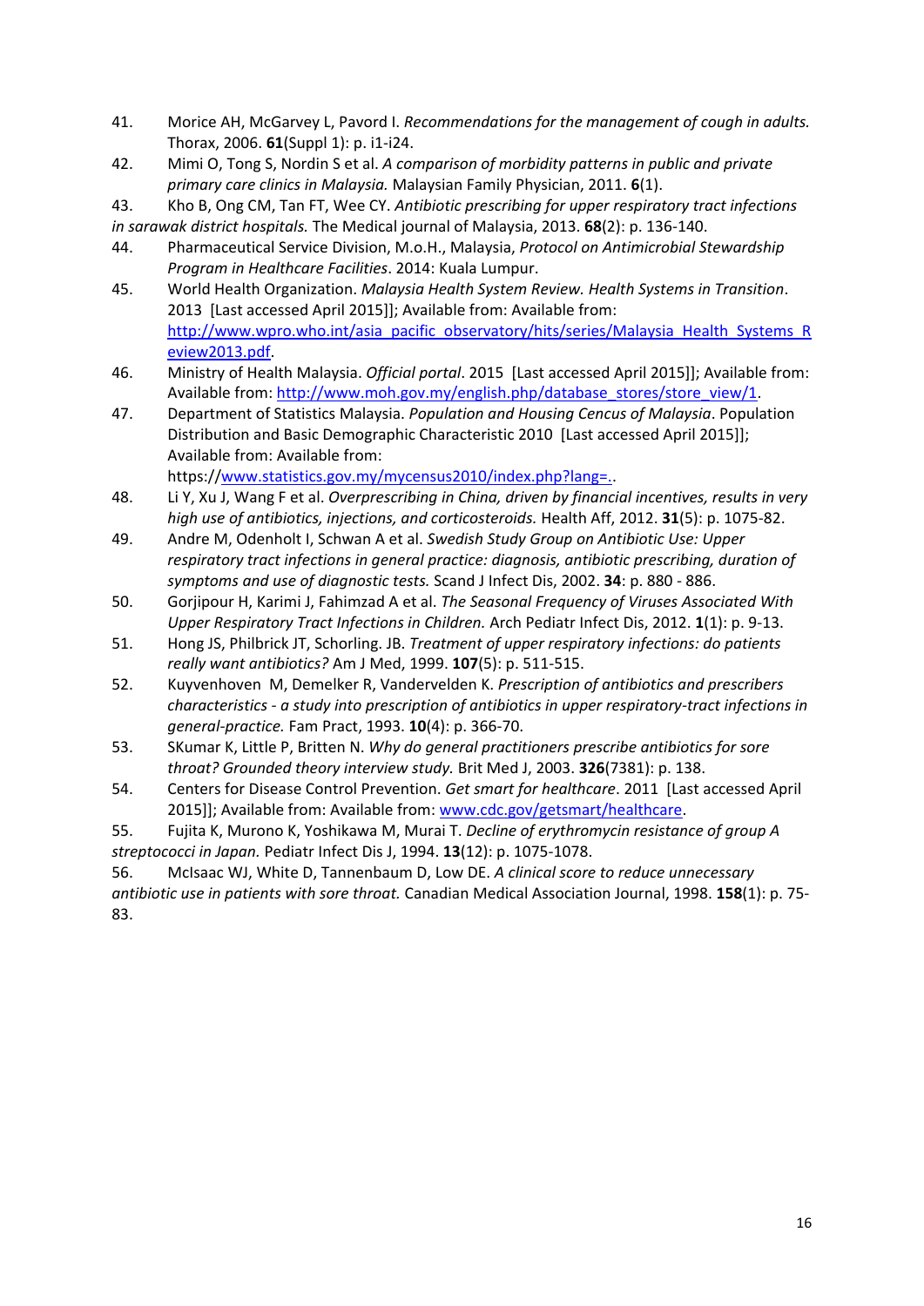41. Morice AH, McGarvey L, Pavord I. *Recommendations for the management of cough in adults.* Thorax, 2006. **61**(Suppl 1): p. i1-i24.
42. Mimi O, Tong S, Nordin S et al. *A comparison of morbidity patterns in public and private primary care clinics in Malaysia.* Malaysian Family Physician, 2011. **6**(1).
43. Kho B, Ong CM, Tan FT, Wee CY. *Antibiotic prescribing for upper respiratory tract infections in sarawak district hospitals.* The Medical journal of Malaysia, 2013. **68**(2): p. 136-140.
44. Pharmaceutical Service Division, M.o.H., Malaysia, *Protocol on Antimicrobial Stewardship Program in Healthcare Facilities*. 2014: Kuala Lumpur.
45. World Health Organization. *Malaysia Health System Review. Health Systems in Transition*. 2013 [Last accessed April 2015]]; Available from: Available from: [http://www.wpro.who.int/asia_pacific_observatory/hits/series/Malaysia_Health_Systems_Review2013.pdf](http://www.wpro.who.int/asia_pacific_observatory/hits/series/Malaysia_Health_Systems_Review2013.pdf).
46. Ministry of Health Malaysia. *Official portal*. 2015 [Last accessed April 2015]]; Available from: Available from: [http://www.moh.gov.my/english.php/database_stores/store_view/1](http://www.moh.gov.my/english.php/database_stores/store_view/1).
47. Department of Statistics Malaysia. *Population and Housing Census of Malaysia*. Population Distribution and Basic Demographic Characteristic 2010 [Last accessed April 2015]]; Available from: Available from: https://[www.statistics.gov.my/mycensus2010/index.php?lang=.](www.statistics.gov.my/mycensus2010/index.php?lang=.).
48. Li Y, Xu J, Wang F et al. *Overprescribing in China, driven by financial incentives, results in very high use of antibiotics, injections, and corticosteroids.* Health Aff, 2012. **31**(5): p. 1075-82.
49. Andre M, Odenholt I, Schwan A et al. *Swedish Study Group on Antibiotic Use: Upper respiratory tract infections in general practice: diagnosis, antibiotic prescribing, duration of symptoms and use of diagnostic tests.* Scand J Infect Dis, 2002. **34**: p. 880 - 886.
50. Gorjipour H, Karimi J, Fahimzad A et al. *The Seasonal Frequency of Viruses Associated With Upper Respiratory Tract Infections in Children.* Arch Pediatr Infect Dis, 2012. **1**(1): p. 9-13.
51. Hong JS, Philbrick JT, Schorling. JB. *Treatment of upper respiratory infections: do patients really want antibiotics?* Am J Med, 1999. **107**(5): p. 511-515.
52. Kuyvenhoven M, Demelker R, Vandervelden K. *Prescription of antibiotics and prescribers characteristics - a study into prescription of antibiotics in upper respiratory-tract infections in general-practice.* Fam Pract, 1993. **10**(4): p. 366-70.
53. SKumar K, Little P, Britten N. *Why do general practitioners prescribe antibiotics for sore throat? Grounded theory interview study.* Brit Med J, 2003. **326**(7381): p. 138.
54. Centers for Disease Control Prevention. *Get smart for healthcare*. 2011 [Last accessed April 2015]]; Available from: Available from: [www.cdc.gov/getsmart/healthcare](www.cdc.gov/getsmart/healthcare).
55. Fujita K, Murono K, Yoshikawa M, Murai T. *Decline of erythromycin resistance of group A streptococci in Japan.* Pediatr Infect Dis J, 1994. **13**(12): p. 1075-1078.
56. McIsaac WJ, White D, Tannenbaum D, Low DE. *A clinical score to reduce unnecessary antibiotic use in patients with sore throat.* Canadian Medical Association Journal, 1998. **158**(1): p. 75-83.